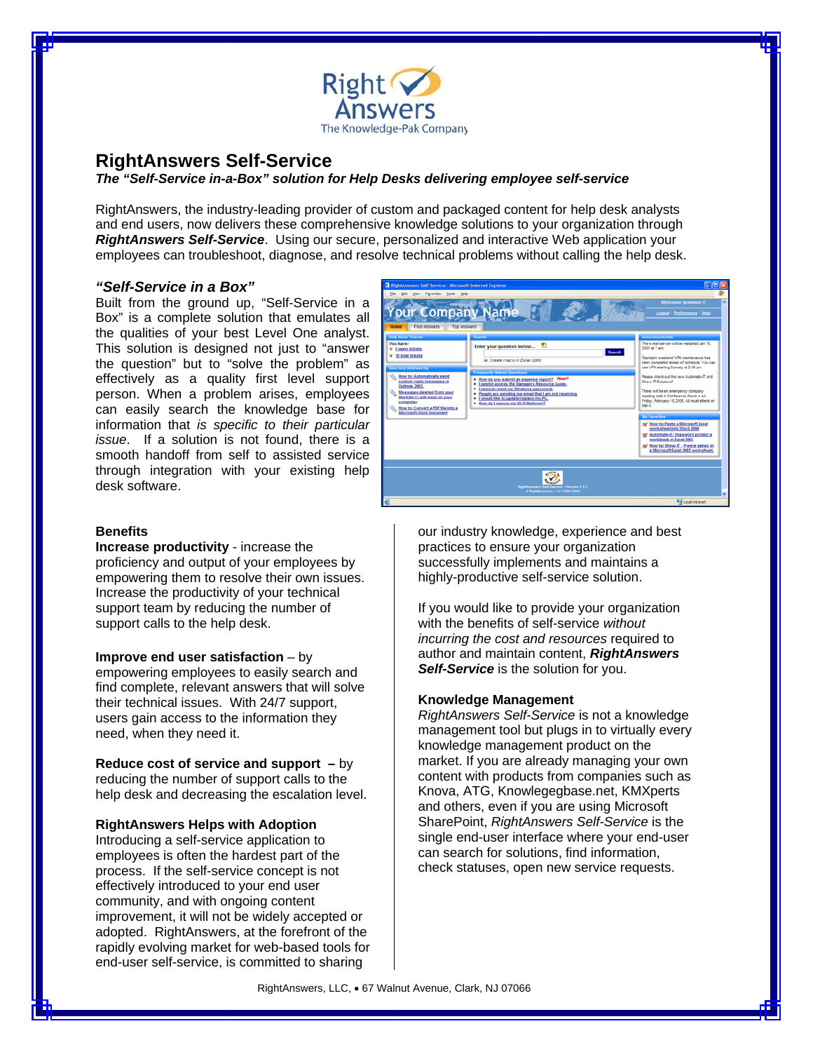Right Answers
The Knowledge-Pak Company

# RightAnswers Self-Service

***The "Self-Service in-a-Box" solution for Help Desks delivering employee self-service***

RightAnswers, the industry-leading provider of custom and packaged content for help desk analysts and end users, now delivers these comprehensive knowledge solutions to your organization through ***RightAnswers Self-Service***. Using our secure, personalized and interactive Web application your employees can troubleshoot, diagnose, and resolve technical problems without calling the help desk.

### *"Self-Service in a Box"*

Built from the ground up, "Self-Service in a Box" is a complete solution that emulates all the qualities of your best Level One analyst. This solution is designed not just to "answer the question" but to "solve the problem" as effectively as a quality first level support person. When a problem arises, employees can easily search the knowledge base for information that *is specific to their particular issue*. If a solution is not found, there is a smooth handoff from self to assisted service through integration with your existing help desk software.

### Benefits

**Increase productivity** - increase the proficiency and output of your employees by empowering them to resolve their own issues. Increase the productivity of your technical support team by reducing the number of support calls to the help desk.

**Improve end user satisfaction** – by empowering employees to easily search and find complete, relevant answers that will solve their technical issues. With 24/7 support, users gain access to the information they need, when they need it.

**Reduce cost of service and support –** by reducing the number of support calls to the help desk and decreasing the escalation level.

### RightAnswers Helps with Adoption

Introducing a self-service application to employees is often the hardest part of the process. If the self-service concept is not effectively introduced to your end user community, and with ongoing content improvement, it will not be widely accepted or adopted. RightAnswers, at the forefront of the rapidly evolving market for web-based tools for end-user self-service, is committed to sharing our industry knowledge, experience and best practices to ensure your organization successfully implements and maintains a highly-productive self-service solution.

If you would like to provide your organization with the benefits of self-service *without incurring the cost and resources* required to author and maintain content, ***RightAnswers Self-Service*** is the solution for you.

### Knowledge Management

*RightAnswers Self-Service* is not a knowledge management tool but plugs in to virtually every knowledge management product on the market. If you are already managing your own content with products from companies such as Knova, ATG, Knowlegegbase.net, KMXperts and others, even if you are using Microsoft SharePoint, *RightAnswers Self-Service* is the single end-user interface where your end-user can search for solutions, find information, check statuses, open new service requests.

RightAnswers, LLC, • 67 Walnut Avenue, Clark, NJ 07066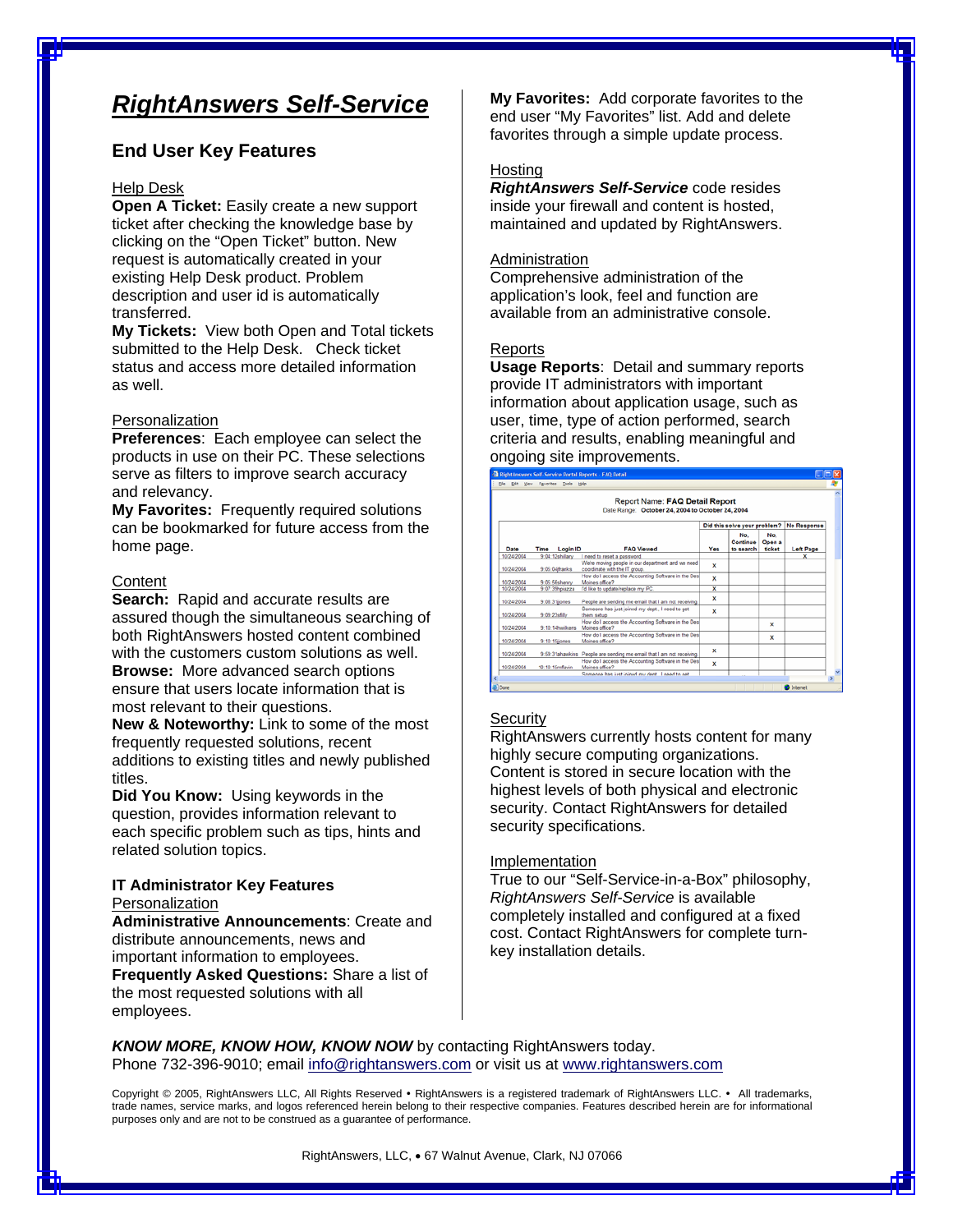// RightAnswers Self-Service

## End User Key Features

### Help Desk

**Open A Ticket:** Easily create a new support ticket after checking the knowledge base by clicking on the "Open Ticket" button. New request is automatically created in your existing Help Desk product. Problem description and user id is automatically transferred.

**My Tickets:** View both Open and Total tickets submitted to the Help Desk. Check ticket status and access more detailed information as well.

### Personalization

**Preferences**: Each employee can select the products in use on their PC. These selections serve as filters to improve search accuracy and relevancy.

**My Favorites:** Frequently required solutions can be bookmarked for future access from the home page.

### Content

**Search:** Rapid and accurate results are assured though the simultaneous searching of both RightAnswers hosted content combined with the customers custom solutions as well.

**Browse:** More advanced search options ensure that users locate information that is most relevant to their questions.

**New & Noteworthy:** Link to some of the most frequently requested solutions, recent additions to existing titles and newly published titles.

**Did You Know:** Using keywords in the question, provides information relevant to each specific problem such as tips, hints and related solution topics.

## IT Administrator Key Features

### Personalization

**Administrative Announcements**: Create and distribute announcements, news and important information to employees.

**Frequently Asked Questions:** Share a list of the most requested solutions with all employees.

**My Favorites:** Add corporate favorites to the end user "My Favorites" list. Add and delete favorites through a simple update process.

### Hosting

***RightAnswers Self-Service*** code resides inside your firewall and content is hosted, maintained and updated by RightAnswers.

### Administration

Comprehensive administration of the application's look, feel and function are available from an administrative console.

### Reports

**Usage Reports**: Detail and summary reports provide IT administrators with important information about application usage, such as user, time, type of action performed, search criteria and results, enabling meaningful and ongoing site improvements.

RightAnswers Self-Service Portal Reports - FAQ Detail

Report Name: FAQ Detail Report
Date Range: October 24, 2004 to October 24, 2004

| Date | Time | Login ID | FAQ Viewed | Did this solve your problem? Yes | No, Continue to search | No, Open a ticket | No Response Left Page |
|---|---|---|---|---|---|---|---|
| 10/24/2004 | 9:04:12 | shillary | I need to reset a password | | | | X |
| 10/24/2004 | 9:05:04 | jfranks | We're moving people in our department and we need coordinate with the IT group | X | | | |
| 10/24/2004 | 9:05:56 | sherry | How do I access the Accounting Software in the Des Moines office? | X | | | |
| 10/24/2004 | 9:07:39 | hpiazza | I'd like to update/replace my PC | X | | | |
| 10/24/2004 | 9:08:31 | jjones | People are sending me email that I am not receiving | X | | | |
| 10/24/2004 | 9:09:23 | sfilly | Someone has just joined my dept., I need to get them setup | X | | | |
| 10/24/2004 | 9:10:14 | hwilkens | How do I access the Accounting Software in the Des Moines office? | | | X | |
| 10/24/2004 | 9:10:15 | jjones | How do I access the Accounting Software in the Des Moines office? | | | X | |
| 10/24/2004 | 9:59:31 | ahawkins | People are sending me email that I am not receiving | X | | | |
| 10/24/2004 | 10:10:15 | mflavin | How do I access the Accounting Software in the Des Moines office? | X | | | |

### Security

RightAnswers currently hosts content for many highly secure computing organizations. Content is stored in secure location with the highest levels of both physical and electronic security. Contact RightAnswers for detailed security specifications.

### Implementation

True to our "Self-Service-in-a-Box" philosophy, *RightAnswers Self-Service* is available completely installed and configured at a fixed cost. Contact RightAnswers for complete turn-key installation details.

***KNOW MORE, KNOW HOW, KNOW NOW*** by contacting RightAnswers today.
Phone 732-396-9010; email info@rightanswers.com or visit us at www.rightanswers.com

Copyright © 2005, RightAnswers LLC, All Rights Reserved • RightAnswers is a registered trademark of RightAnswers LLC. • All trademarks, trade names, service marks, and logos referenced herein belong to their respective companies. Features described herein are for informational purposes only and are not to be construed as a guarantee of performance.

RightAnswers, LLC, • 67 Walnut Avenue, Clark, NJ 07066